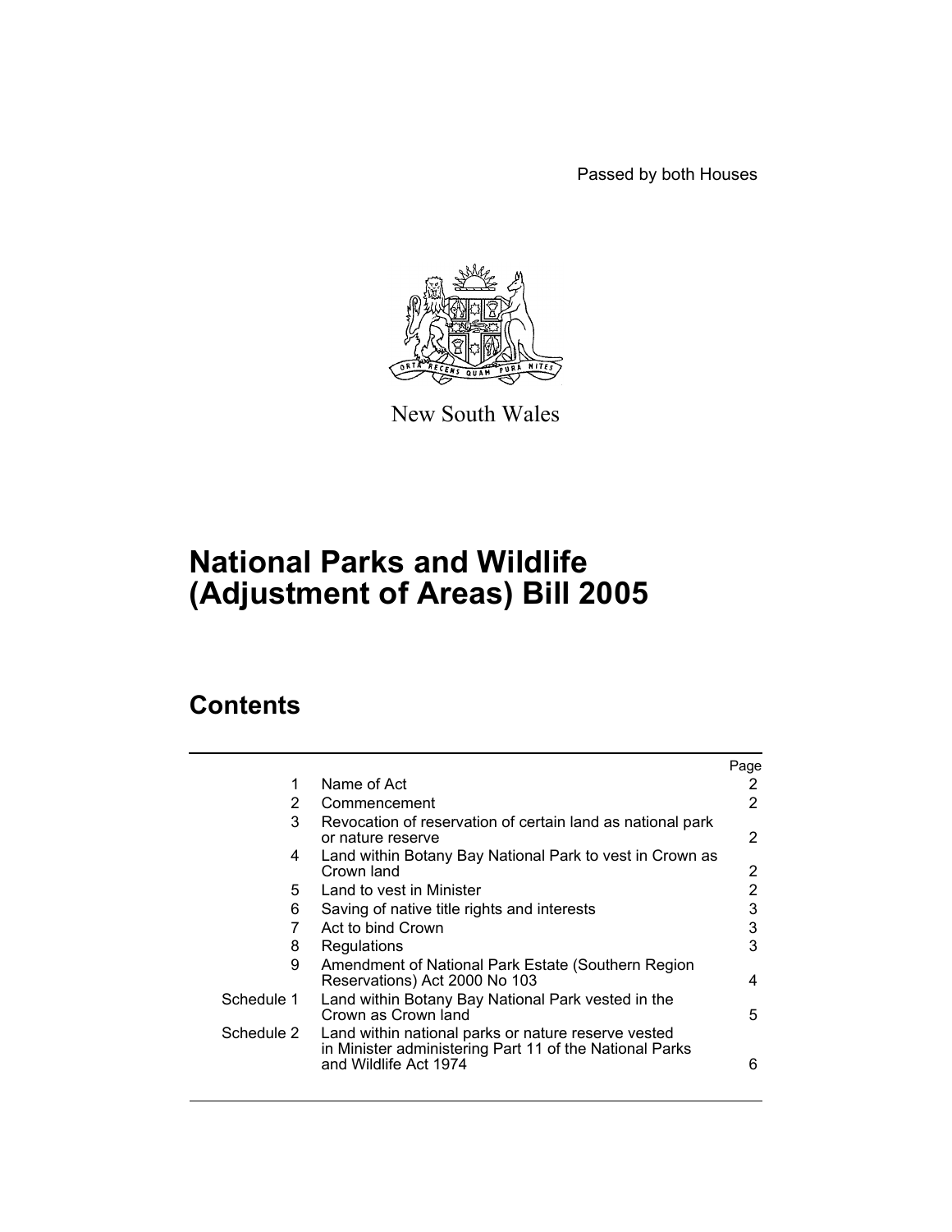Passed by both Houses

New South Wales

# National Parks and Wildlife (Adjustment of Areas) Bill 2005

## Contents

| | | Page |
|---|---|---|
| 1 | Name of Act | 2 |
| 2 | Commencement | 2 |
| 3 | Revocation of reservation of certain land as national park or nature reserve | 2 |
| 4 | Land within Botany Bay National Park to vest in Crown as Crown land | 2 |
| 5 | Land to vest in Minister | 2 |
| 6 | Saving of native title rights and interests | 3 |
| 7 | Act to bind Crown | 3 |
| 8 | Regulations | 3 |
| 9 | Amendment of National Park Estate (Southern Region Reservations) Act 2000 No 103 | 4 |
| Schedule 1 | Land within Botany Bay National Park vested in the Crown as Crown land | 5 |
| Schedule 2 | Land within national parks or nature reserve vested in Minister administering Part 11 of the National Parks and Wildlife Act 1974 | 6 |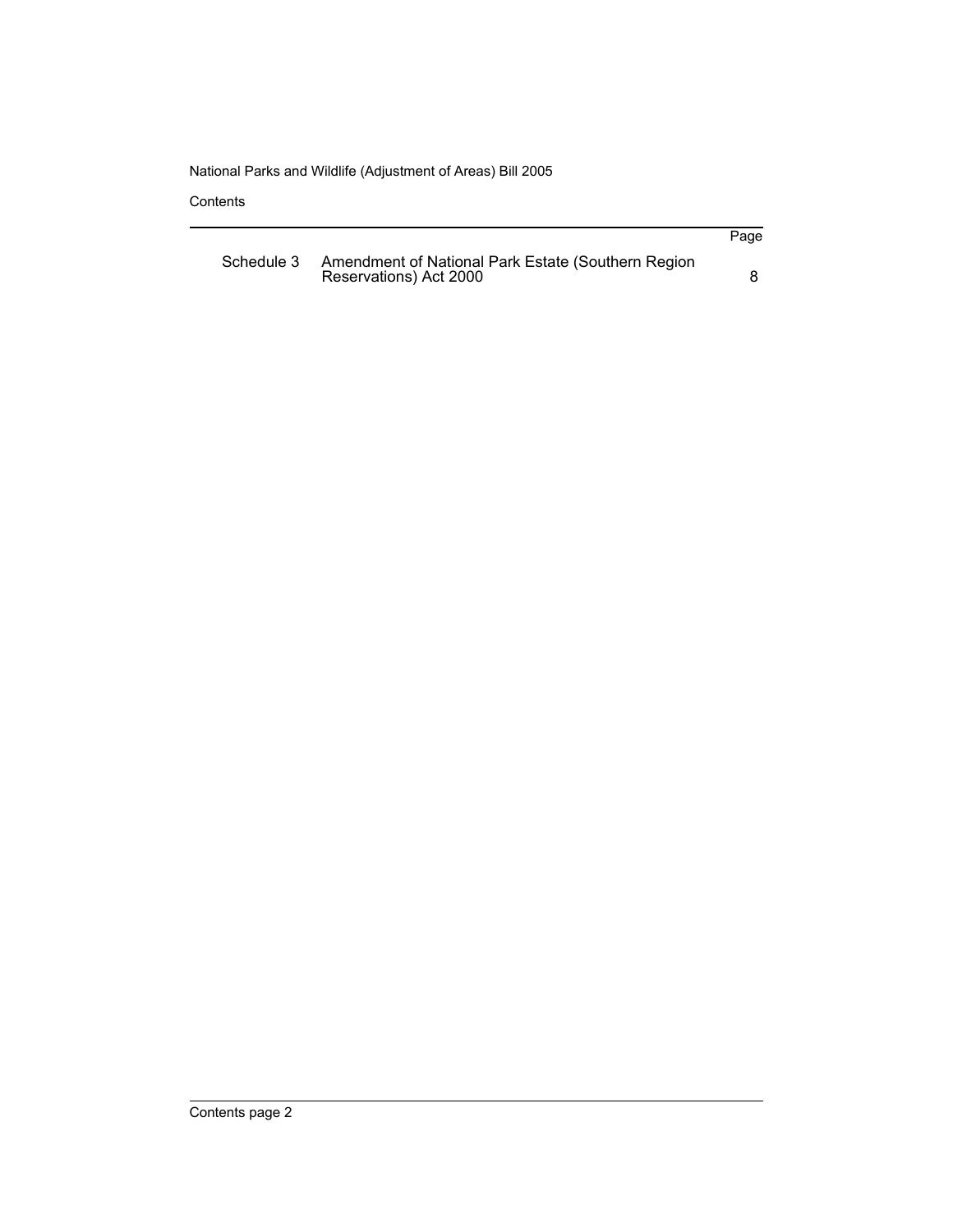|  |  | Page |
| --- | --- | --- |
| Schedule 3 | Amendment of National Park Estate (Southern Region Reservations) Act 2000 | 8 |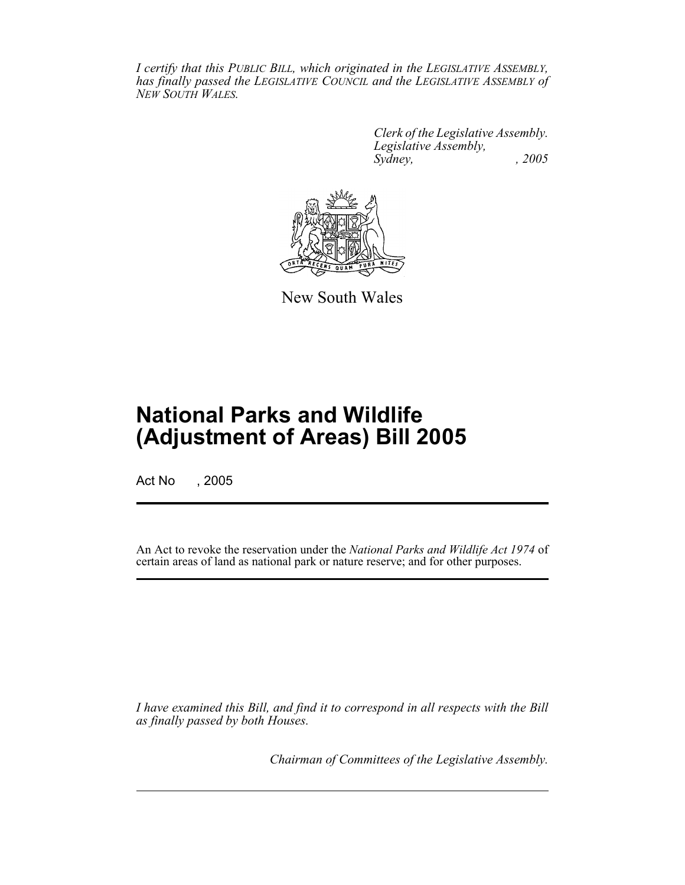*I certify that this PUBLIC BILL, which originated in the LEGISLATIVE ASSEMBLY, has finally passed the LEGISLATIVE COUNCIL and the LEGISLATIVE ASSEMBLY of NEW SOUTH WALES.*

*Clerk of the Legislative Assembly.*
*Legislative Assembly,*
*Sydney, , 2005*

New South Wales

# National Parks and Wildlife (Adjustment of Areas) Bill 2005

Act No , 2005

An Act to revoke the reservation under the *National Parks and Wildlife Act 1974* of certain areas of land as national park or nature reserve; and for other purposes.

*I have examined this Bill, and find it to correspond in all respects with the Bill as finally passed by both Houses.*

*Chairman of Committees of the Legislative Assembly.*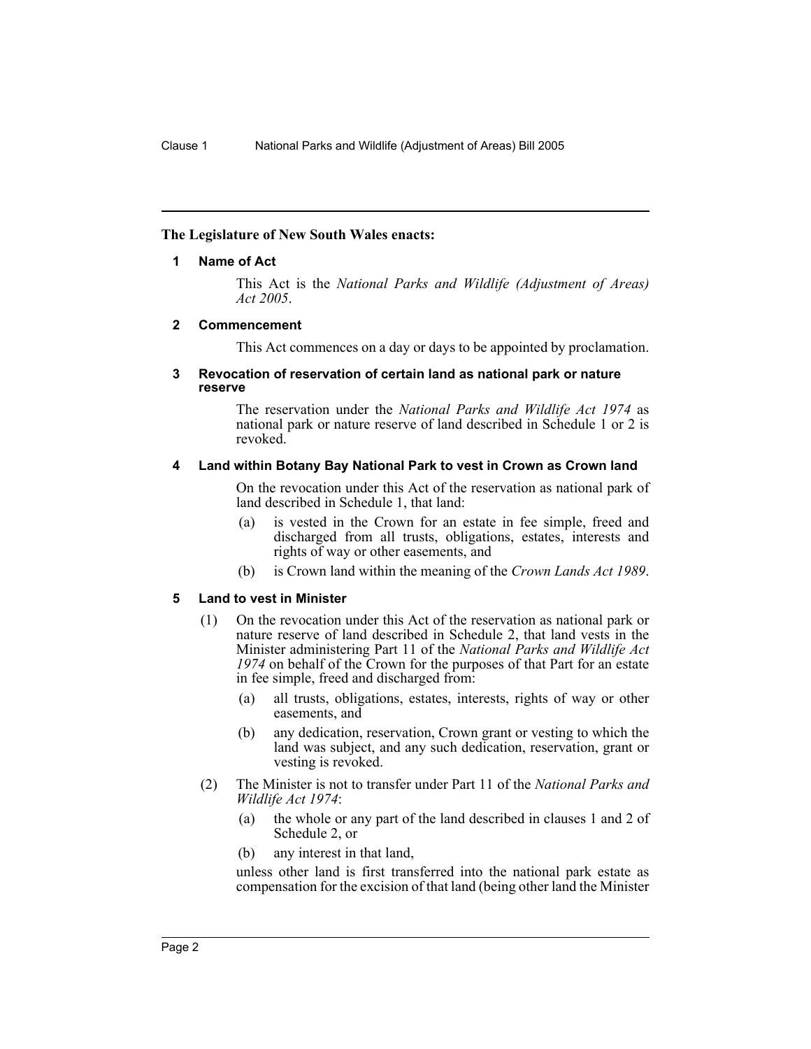**The Legislature of New South Wales enacts:**

### 1 Name of Act

This Act is the *National Parks and Wildlife (Adjustment of Areas) Act 2005*.

### 2 Commencement

This Act commences on a day or days to be appointed by proclamation.

### 3 Revocation of reservation of certain land as national park or nature reserve

The reservation under the *National Parks and Wildlife Act 1974* as national park or nature reserve of land described in Schedule 1 or 2 is revoked.

### 4 Land within Botany Bay National Park to vest in Crown as Crown land

On the revocation under this Act of the reservation as national park of land described in Schedule 1, that land:

- (a) is vested in the Crown for an estate in fee simple, freed and discharged from all trusts, obligations, estates, interests and rights of way or other easements, and
- (b) is Crown land within the meaning of the *Crown Lands Act 1989*.

### 5 Land to vest in Minister

(1) On the revocation under this Act of the reservation as national park or nature reserve of land described in Schedule 2, that land vests in the Minister administering Part 11 of the *National Parks and Wildlife Act 1974* on behalf of the Crown for the purposes of that Part for an estate in fee simple, freed and discharged from:

- (a) all trusts, obligations, estates, interests, rights of way or other easements, and
- (b) any dedication, reservation, Crown grant or vesting to which the land was subject, and any such dedication, reservation, grant or vesting is revoked.

(2) The Minister is not to transfer under Part 11 of the *National Parks and Wildlife Act 1974*:

- (a) the whole or any part of the land described in clauses 1 and 2 of Schedule 2, or
- (b) any interest in that land,

unless other land is first transferred into the national park estate as compensation for the excision of that land (being other land the Minister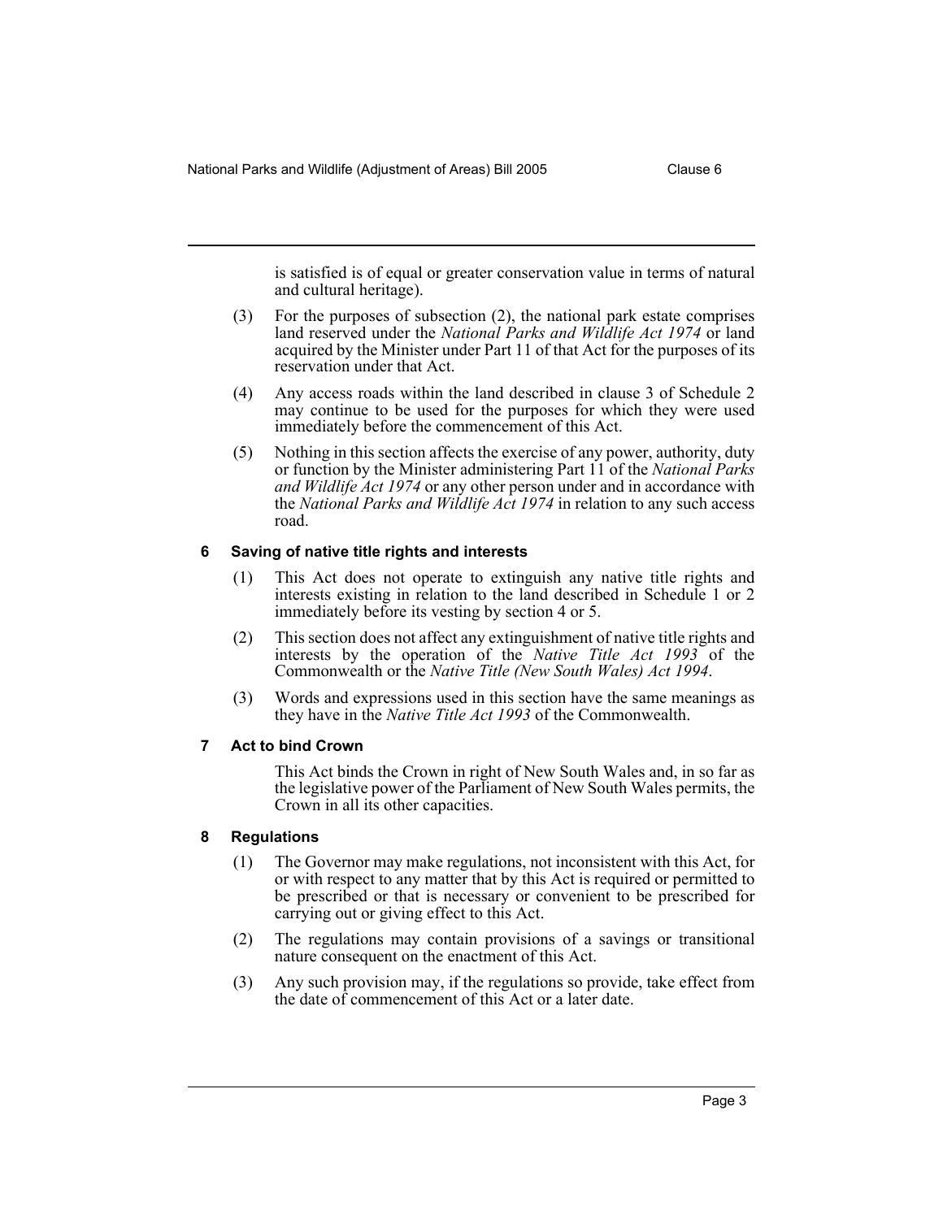is satisfied is of equal or greater conservation value in terms of natural and cultural heritage).

(3) For the purposes of subsection (2), the national park estate comprises land reserved under the *National Parks and Wildlife Act 1974* or land acquired by the Minister under Part 11 of that Act for the purposes of its reservation under that Act.

(4) Any access roads within the land described in clause 3 of Schedule 2 may continue to be used for the purposes for which they were used immediately before the commencement of this Act.

(5) Nothing in this section affects the exercise of any power, authority, duty or function by the Minister administering Part 11 of the *National Parks and Wildlife Act 1974* or any other person under and in accordance with the *National Parks and Wildlife Act 1974* in relation to any such access road.

### 6 Saving of native title rights and interests

(1) This Act does not operate to extinguish any native title rights and interests existing in relation to the land described in Schedule 1 or 2 immediately before its vesting by section 4 or 5.

(2) This section does not affect any extinguishment of native title rights and interests by the operation of the *Native Title Act 1993* of the Commonwealth or the *Native Title (New South Wales) Act 1994*.

(3) Words and expressions used in this section have the same meanings as they have in the *Native Title Act 1993* of the Commonwealth.

### 7 Act to bind Crown

This Act binds the Crown in right of New South Wales and, in so far as the legislative power of the Parliament of New South Wales permits, the Crown in all its other capacities.

### 8 Regulations

(1) The Governor may make regulations, not inconsistent with this Act, for or with respect to any matter that by this Act is required or permitted to be prescribed or that is necessary or convenient to be prescribed for carrying out or giving effect to this Act.

(2) The regulations may contain provisions of a savings or transitional nature consequent on the enactment of this Act.

(3) Any such provision may, if the regulations so provide, take effect from the date of commencement of this Act or a later date.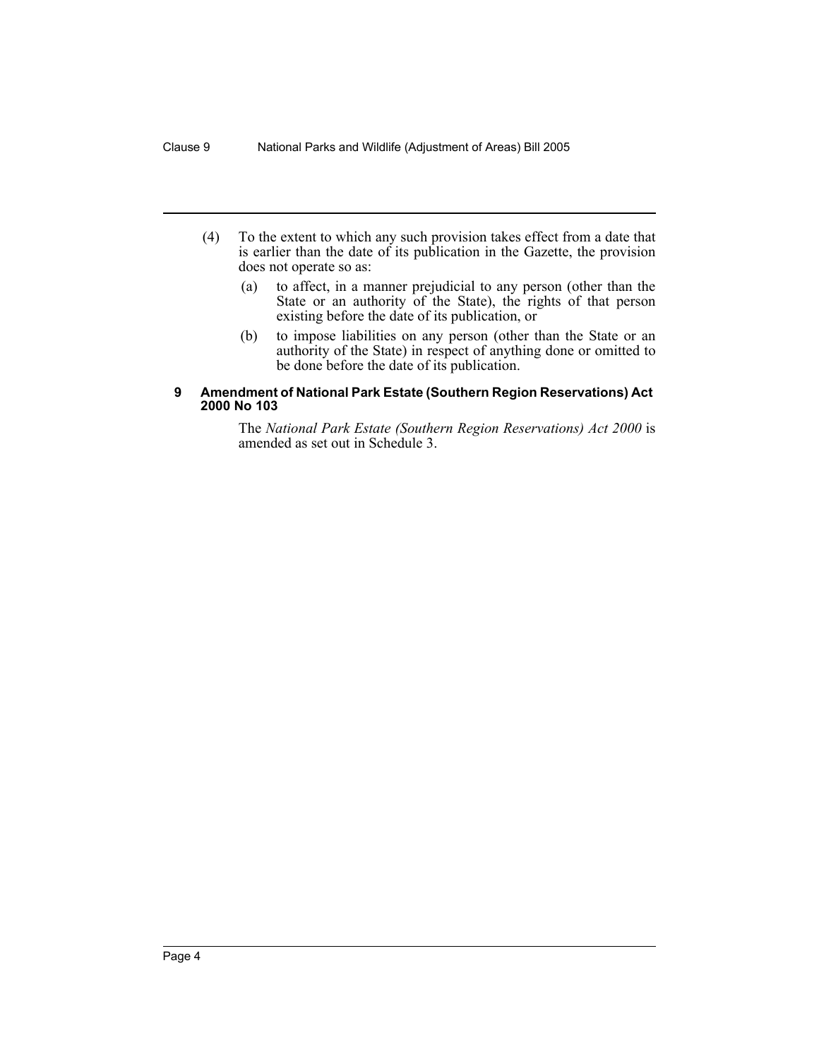(4) To the extent to which any such provision takes effect from a date that is earlier than the date of its publication in the Gazette, the provision does not operate so as:

(a) to affect, in a manner prejudicial to any person (other than the State or an authority of the State), the rights of that person existing before the date of its publication, or

(b) to impose liabilities on any person (other than the State or an authority of the State) in respect of anything done or omitted to be done before the date of its publication.

### 9 Amendment of National Park Estate (Southern Region Reservations) Act 2000 No 103

The *National Park Estate (Southern Region Reservations) Act 2000* is amended as set out in Schedule 3.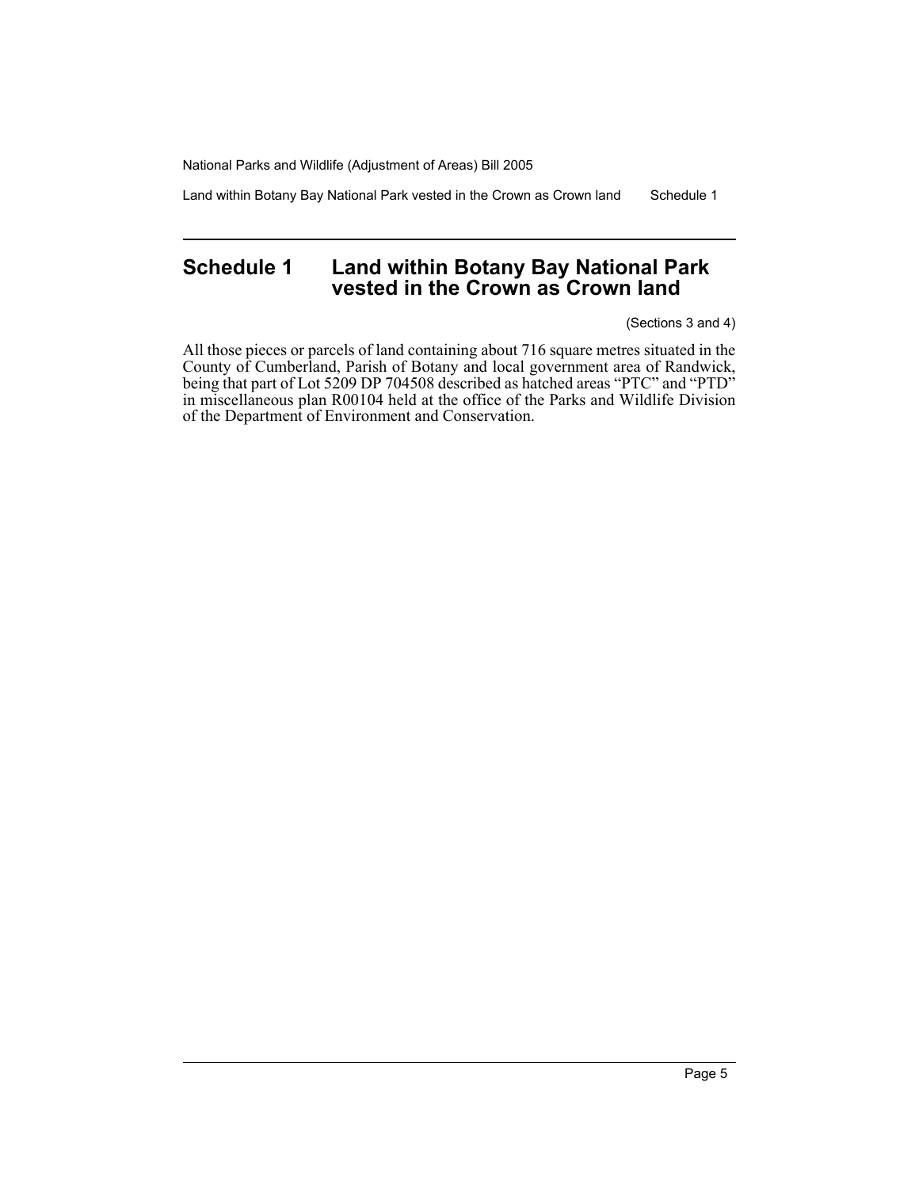# Schedule 1 Land within Botany Bay National Park vested in the Crown as Crown land

(Sections 3 and 4)

All those pieces or parcels of land containing about 716 square metres situated in the County of Cumberland, Parish of Botany and local government area of Randwick, being that part of Lot 5209 DP 704508 described as hatched areas "PTC" and "PTD" in miscellaneous plan R00104 held at the office of the Parks and Wildlife Division of the Department of Environment and Conservation.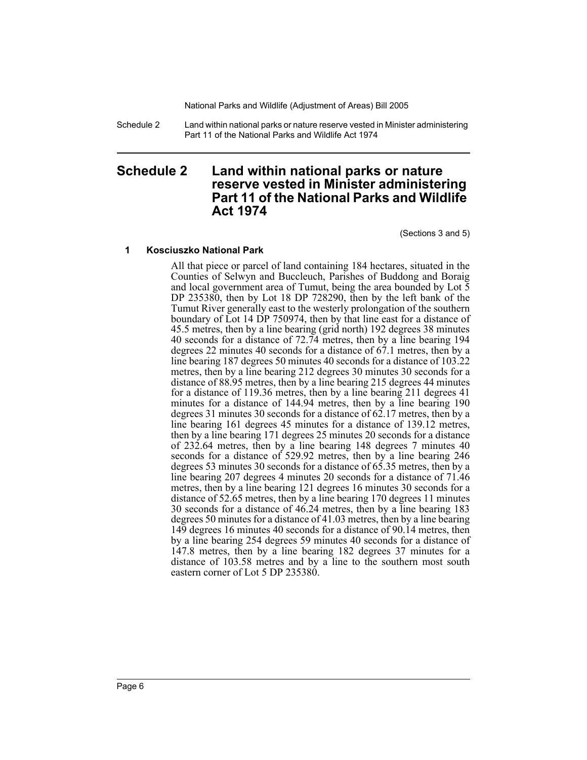# Schedule 2 Land within national parks or nature reserve vested in Minister administering Part 11 of the National Parks and Wildlife Act 1974

(Sections 3 and 5)

## 1 Kosciuszko National Park

All that piece or parcel of land containing 184 hectares, situated in the Counties of Selwyn and Buccleuch, Parishes of Buddong and Boraig and local government area of Tumut, being the area bounded by Lot 5 DP 235380, then by Lot 18 DP 728290, then by the left bank of the Tumut River generally east to the westerly prolongation of the southern boundary of Lot 14 DP 750974, then by that line east for a distance of 45.5 metres, then by a line bearing (grid north) 192 degrees 38 minutes 40 seconds for a distance of 72.74 metres, then by a line bearing 194 degrees 22 minutes 40 seconds for a distance of 67.1 metres, then by a line bearing 187 degrees 50 minutes 40 seconds for a distance of 103.22 metres, then by a line bearing 212 degrees 30 minutes 30 seconds for a distance of 88.95 metres, then by a line bearing 215 degrees 44 minutes for a distance of 119.36 metres, then by a line bearing 211 degrees 41 minutes for a distance of 144.94 metres, then by a line bearing 190 degrees 31 minutes 30 seconds for a distance of 62.17 metres, then by a line bearing 161 degrees 45 minutes for a distance of 139.12 metres, then by a line bearing 171 degrees 25 minutes 20 seconds for a distance of 232.64 metres, then by a line bearing 148 degrees 7 minutes 40 seconds for a distance of 529.92 metres, then by a line bearing 246 degrees 53 minutes 30 seconds for a distance of 65.35 metres, then by a line bearing 207 degrees 4 minutes 20 seconds for a distance of 71.46 metres, then by a line bearing 121 degrees 16 minutes 30 seconds for a distance of 52.65 metres, then by a line bearing 170 degrees 11 minutes 30 seconds for a distance of 46.24 metres, then by a line bearing 183 degrees 50 minutes for a distance of 41.03 metres, then by a line bearing 149 degrees 16 minutes 40 seconds for a distance of 90.14 metres, then by a line bearing 254 degrees 59 minutes 40 seconds for a distance of 147.8 metres, then by a line bearing 182 degrees 37 minutes for a distance of 103.58 metres and by a line to the southern most south eastern corner of Lot 5 DP 235380.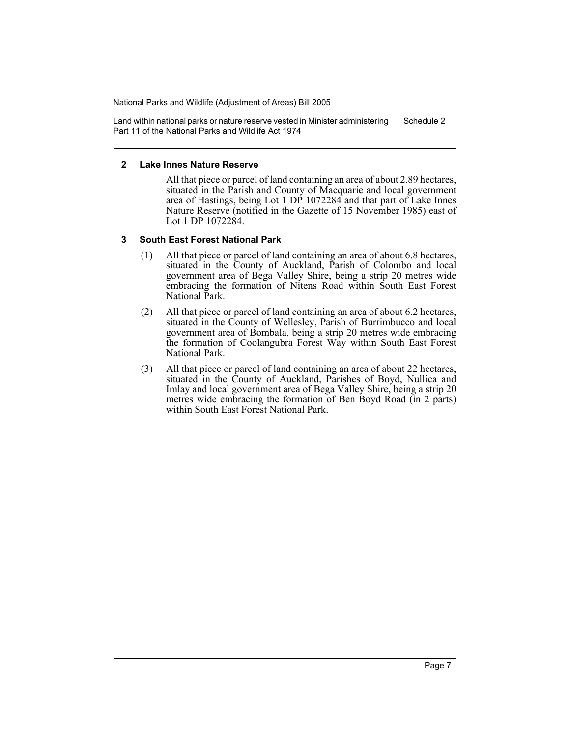## 2 Lake Innes Nature Reserve

All that piece or parcel of land containing an area of about 2.89 hectares, situated in the Parish and County of Macquarie and local government area of Hastings, being Lot 1 DP 1072284 and that part of Lake Innes Nature Reserve (notified in the Gazette of 15 November 1985) east of Lot 1 DP 1072284.

## 3 South East Forest National Park

(1) All that piece or parcel of land containing an area of about 6.8 hectares, situated in the County of Auckland, Parish of Colombo and local government area of Bega Valley Shire, being a strip 20 metres wide embracing the formation of Nitens Road within South East Forest National Park.

(2) All that piece or parcel of land containing an area of about 6.2 hectares, situated in the County of Wellesley, Parish of Burrimbucco and local government area of Bombala, being a strip 20 metres wide embracing the formation of Coolangubra Forest Way within South East Forest National Park.

(3) All that piece or parcel of land containing an area of about 22 hectares, situated in the County of Auckland, Parishes of Boyd, Nullica and Imlay and local government area of Bega Valley Shire, being a strip 20 metres wide embracing the formation of Ben Boyd Road (in 2 parts) within South East Forest National Park.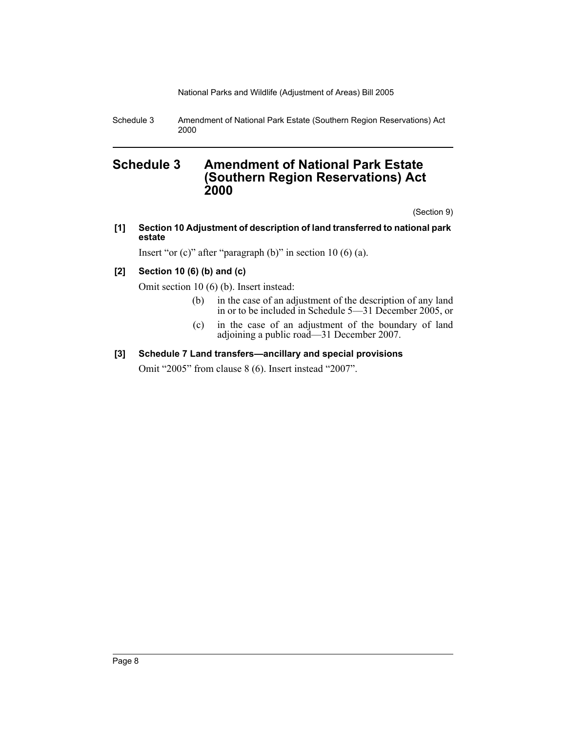# Schedule 3 Amendment of National Park Estate (Southern Region Reservations) Act 2000

(Section 9)

**[1] Section 10 Adjustment of description of land transferred to national park estate**

Insert "or (c)" after "paragraph (b)" in section 10 (6) (a).

**[2] Section 10 (6) (b) and (c)**

Omit section 10 (6) (b). Insert instead:

> (b) in the case of an adjustment of the description of any land in or to be included in Schedule 5—31 December 2005, or
>
> (c) in the case of an adjustment of the boundary of land adjoining a public road—31 December 2007.

**[3] Schedule 7 Land transfers—ancillary and special provisions**

Omit "2005" from clause 8 (6). Insert instead "2007".